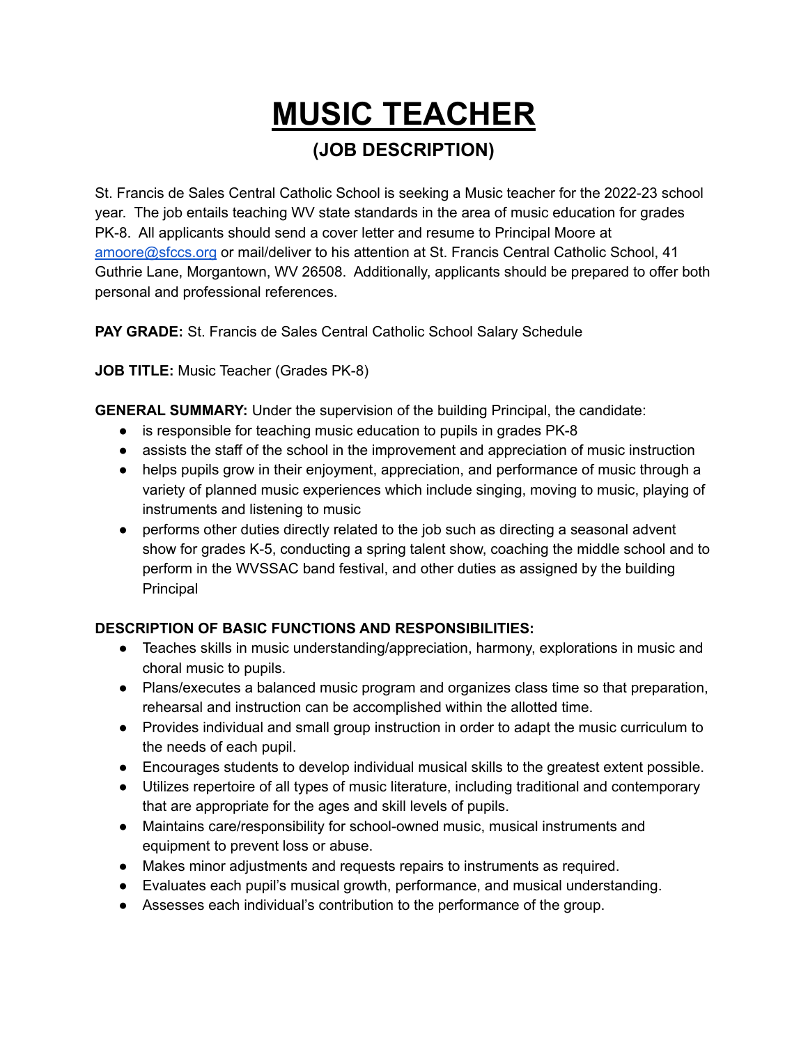# MUSIC TEACHER

## (JOB DESCRIPTION)

St. Francis de Sales Central Catholic School is seeking a Music teacher for the 2022-23 school year. The job entails teaching WV state standards in the area of music education for grades PK-8. All applicants should send a cover letter and resume to Principal Moore at [amoore@sfccs.org](mailto:amoore@sfccs.org) or mail/deliver to his attention at St. Francis Central Catholic School, 41 Guthrie Lane, Morgantown, WV 26508. Additionally, applicants should be prepared to offer both personal and professional references.

**PAY GRADE:** St. Francis de Sales Central Catholic School Salary Schedule

**JOB TITLE:** Music Teacher (Grades PK-8)

**GENERAL SUMMARY:** Under the supervision of the building Principal, the candidate:

- is responsible for teaching music education to pupils in grades PK-8
- assists the staff of the school in the improvement and appreciation of music instruction
- helps pupils grow in their enjoyment, appreciation, and performance of music through a variety of planned music experiences which include singing, moving to music, playing of instruments and listening to music
- performs other duties directly related to the job such as directing a seasonal advent show for grades K-5, conducting a spring talent show, coaching the middle school and to perform in the WVSSAC band festival, and other duties as assigned by the building Principal

**DESCRIPTION OF BASIC FUNCTIONS AND RESPONSIBILITIES:**

- Teaches skills in music understanding/appreciation, harmony, explorations in music and choral music to pupils.
- Plans/executes a balanced music program and organizes class time so that preparation, rehearsal and instruction can be accomplished within the allotted time.
- Provides individual and small group instruction in order to adapt the music curriculum to the needs of each pupil.
- Encourages students to develop individual musical skills to the greatest extent possible.
- Utilizes repertoire of all types of music literature, including traditional and contemporary that are appropriate for the ages and skill levels of pupils.
- Maintains care/responsibility for school-owned music, musical instruments and equipment to prevent loss or abuse.
- Makes minor adjustments and requests repairs to instruments as required.
- Evaluates each pupil's musical growth, performance, and musical understanding.
- Assesses each individual's contribution to the performance of the group.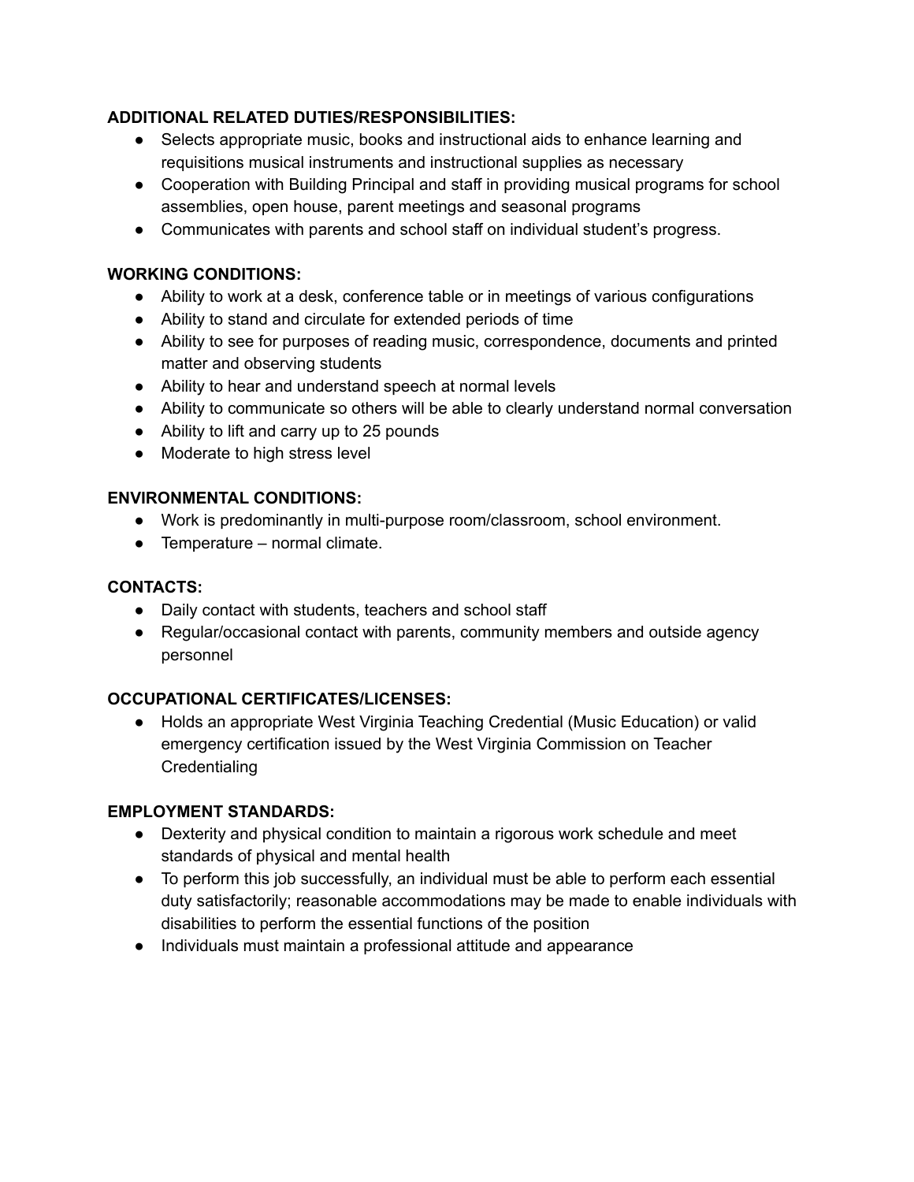**ADDITIONAL RELATED DUTIES/RESPONSIBILITIES:**

- Selects appropriate music, books and instructional aids to enhance learning and requisitions musical instruments and instructional supplies as necessary
- Cooperation with Building Principal and staff in providing musical programs for school assemblies, open house, parent meetings and seasonal programs
- Communicates with parents and school staff on individual student's progress.

**WORKING CONDITIONS:**

- Ability to work at a desk, conference table or in meetings of various configurations
- Ability to stand and circulate for extended periods of time
- Ability to see for purposes of reading music, correspondence, documents and printed matter and observing students
- Ability to hear and understand speech at normal levels
- Ability to communicate so others will be able to clearly understand normal conversation
- Ability to lift and carry up to 25 pounds
- Moderate to high stress level

**ENVIRONMENTAL CONDITIONS:**

- Work is predominantly in multi-purpose room/classroom, school environment.
- Temperature – normal climate.

**CONTACTS:**

- Daily contact with students, teachers and school staff
- Regular/occasional contact with parents, community members and outside agency personnel

**OCCUPATIONAL CERTIFICATES/LICENSES:**

- Holds an appropriate West Virginia Teaching Credential (Music Education) or valid emergency certification issued by the West Virginia Commission on Teacher Credentialing

**EMPLOYMENT STANDARDS:**

- Dexterity and physical condition to maintain a rigorous work schedule and meet standards of physical and mental health
- To perform this job successfully, an individual must be able to perform each essential duty satisfactorily; reasonable accommodations may be made to enable individuals with disabilities to perform the essential functions of the position
- Individuals must maintain a professional attitude and appearance